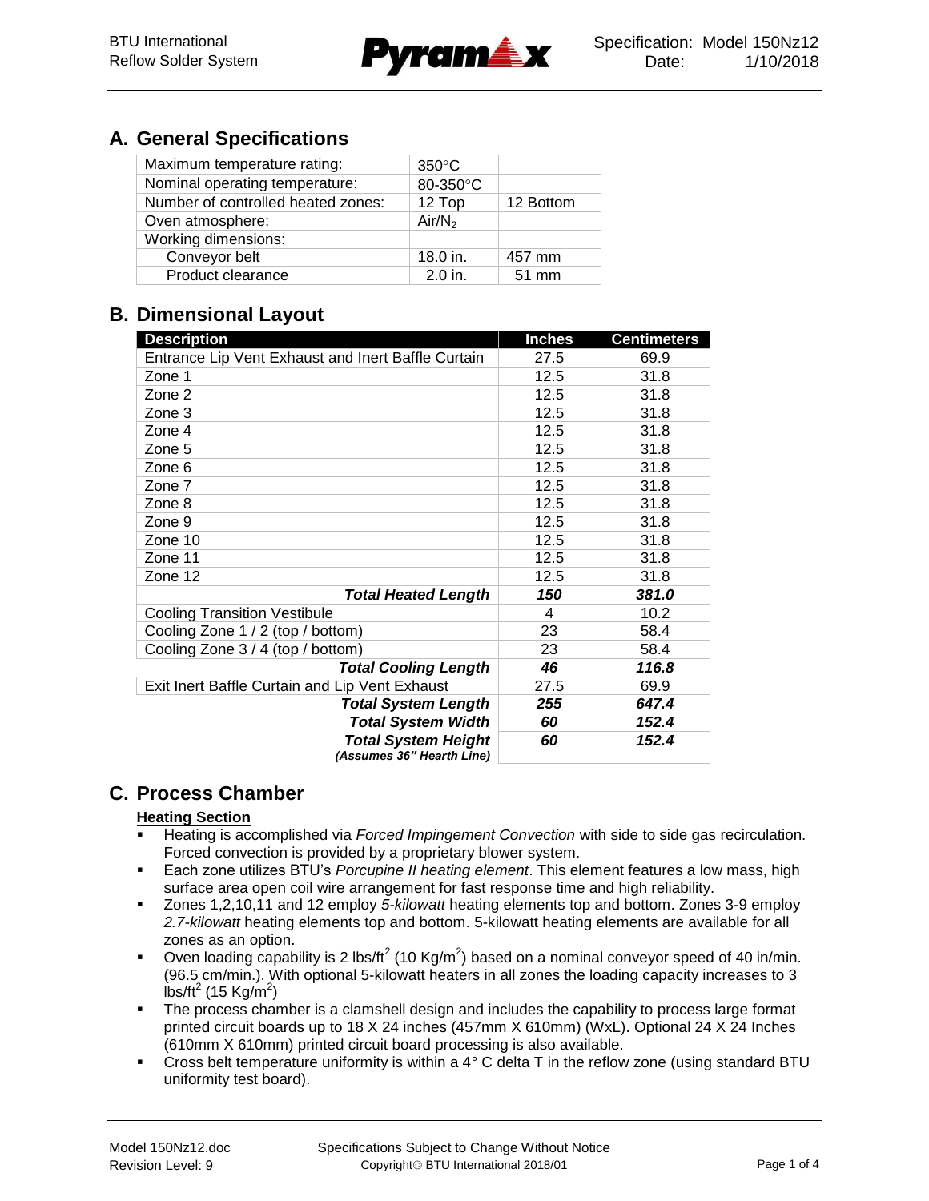## A. General Specifications

| | | |
|---|---|---|
| Maximum temperature rating: | 350°C | |
| Nominal operating temperature: | 80-350°C | |
| Number of controlled heated zones: | 12 Top | 12 Bottom |
| Oven atmosphere: | Air/$N_2$ | |
| Working dimensions: | | |
| Conveyor belt | 18.0 in. | 457 mm |
| Product clearance | 2.0 in. | 51 mm |

## B. Dimensional Layout

| Description | Inches | Centimeters |
|---|---|---|
| Entrance Lip Vent Exhaust and Inert Baffle Curtain | 27.5 | 69.9 |
| Zone 1 | 12.5 | 31.8 |
| Zone 2 | 12.5 | 31.8 |
| Zone 3 | 12.5 | 31.8 |
| Zone 4 | 12.5 | 31.8 |
| Zone 5 | 12.5 | 31.8 |
| Zone 6 | 12.5 | 31.8 |
| Zone 7 | 12.5 | 31.8 |
| Zone 8 | 12.5 | 31.8 |
| Zone 9 | 12.5 | 31.8 |
| Zone 10 | 12.5 | 31.8 |
| Zone 11 | 12.5 | 31.8 |
| Zone 12 | 12.5 | 31.8 |
| ***Total Heated Length*** | ***150*** | ***381.0*** |
| Cooling Transition Vestibule | 4 | 10.2 |
| Cooling Zone 1 / 2 (top / bottom) | 23 | 58.4 |
| Cooling Zone 3 / 4 (top / bottom) | 23 | 58.4 |
| ***Total Cooling Length*** | ***46*** | ***116.8*** |
| Exit Inert Baffle Curtain and Lip Vent Exhaust | 27.5 | 69.9 |
| ***Total System Length*** | ***255*** | ***647.4*** |
| ***Total System Width*** | ***60*** | ***152.4*** |
| ***Total System Height*** ***(Assumes 36" Hearth Line)*** | ***60*** | ***152.4*** |

## C. Process Chamber

**Heating Section**

- Heating is accomplished via *Forced Impingement Convection* with side to side gas recirculation. Forced convection is provided by a proprietary blower system.
- Each zone utilizes BTU's *Porcupine II heating element*. This element features a low mass, high surface area open coil wire arrangement for fast response time and high reliability.
- Zones 1,2,10,11 and 12 employ *5-kilowatt* heating elements top and bottom. Zones 3-9 employ *2.7-kilowatt* heating elements top and bottom. 5-kilowatt heating elements are available for all zones as an option.
- Oven loading capability is 2 lbs/ft$^2$ (10 Kg/m$^2$) based on a nominal conveyor speed of 40 in/min. (96.5 cm/min.). With optional 5-kilowatt heaters in all zones the loading capacity increases to 3 lbs/ft$^2$ (15 Kg/m$^2$)
- The process chamber is a clamshell design and includes the capability to process large format printed circuit boards up to 18 X 24 inches (457mm X 610mm) (WxL). Optional 24 X 24 Inches (610mm X 610mm) printed circuit board processing is also available.
- Cross belt temperature uniformity is within a 4° C delta T in the reflow zone (using standard BTU uniformity test board).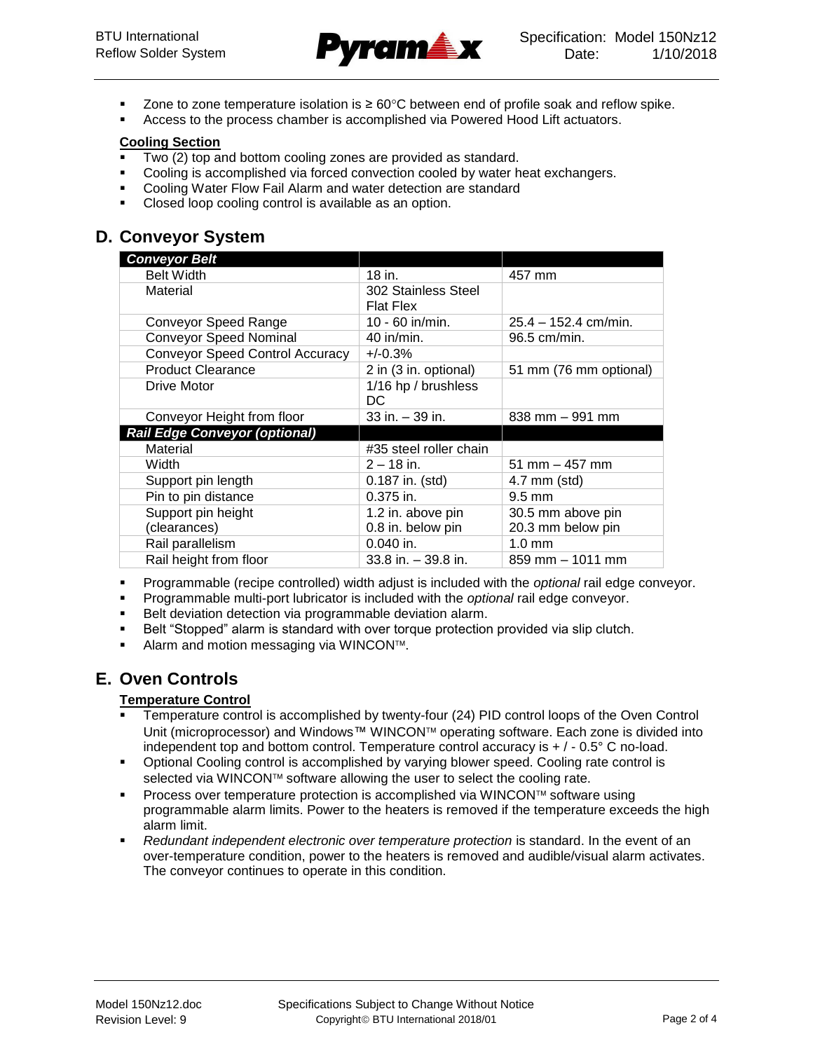- Zone to zone temperature isolation is ≥ 60°C between end of profile soak and reflow spike.
- Access to the process chamber is accomplished via Powered Hood Lift actuators.

**Cooling Section**

- Two (2) top and bottom cooling zones are provided as standard.
- Cooling is accomplished via forced convection cooled by water heat exchangers.
- Cooling Water Flow Fail Alarm and water detection are standard
- Closed loop cooling control is available as an option.

## D. Conveyor System

| ***Conveyor Belt*** | | |
|---|---|---|
| Belt Width | 18 in. | 457 mm |
| Material | 302 Stainless Steel Flat Flex | |
| Conveyor Speed Range | 10 - 60 in/min. | 25.4 – 152.4 cm/min. |
| Conveyor Speed Nominal | 40 in/min. | 96.5 cm/min. |
| Conveyor Speed Control Accuracy | +/-0.3% | |
| Product Clearance | 2 in (3 in. optional) | 51 mm (76 mm optional) |
| Drive Motor | 1/16 hp / brushless DC | |
| Conveyor Height from floor | 33 in. – 39 in. | 838 mm – 991 mm |
| ***Rail Edge Conveyor (optional)*** | | |
| Material | #35 steel roller chain | |
| Width | 2 – 18 in. | 51 mm – 457 mm |
| Support pin length | 0.187 in. (std) | 4.7 mm (std) |
| Pin to pin distance | 0.375 in. | 9.5 mm |
| Support pin height (clearances) | 1.2 in. above pin<br>0.8 in. below pin | 30.5 mm above pin<br>20.3 mm below pin |
| Rail parallelism | 0.040 in. | 1.0 mm |
| Rail height from floor | 33.8 in. – 39.8 in. | 859 mm – 1011 mm |

- Programmable (recipe controlled) width adjust is included with the *optional* rail edge conveyor.
- Programmable multi-port lubricator is included with the *optional* rail edge conveyor.
- Belt deviation detection via programmable deviation alarm.
- Belt "Stopped" alarm is standard with over torque protection provided via slip clutch.
- Alarm and motion messaging via WINCON™.

## E. Oven Controls

**Temperature Control**

- Temperature control is accomplished by twenty-four (24) PID control loops of the Oven Control Unit (microprocessor) and Windows™ WINCON™ operating software. Each zone is divided into independent top and bottom control. Temperature control accuracy is + / - 0.5° C no-load.
- Optional Cooling control is accomplished by varying blower speed. Cooling rate control is selected via WINCON™ software allowing the user to select the cooling rate.
- Process over temperature protection is accomplished via WINCON™ software using programmable alarm limits. Power to the heaters is removed if the temperature exceeds the high alarm limit.
- *Redundant independent electronic over temperature protection* is standard. In the event of an over-temperature condition, power to the heaters is removed and audible/visual alarm activates. The conveyor continues to operate in this condition.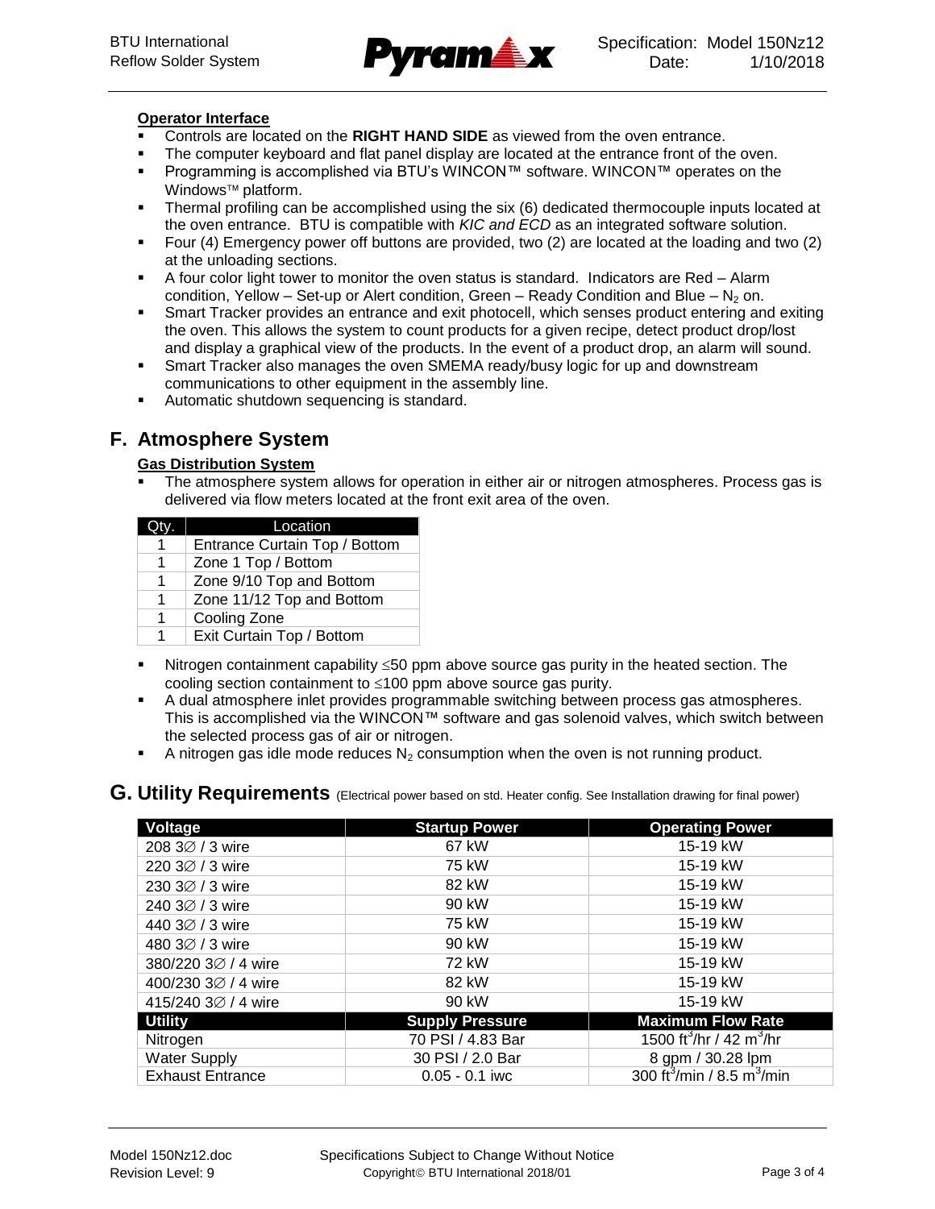**Operator Interface**

- Controls are located on the **RIGHT HAND SIDE** as viewed from the oven entrance.
- The computer keyboard and flat panel display are located at the entrance front of the oven.
- Programming is accomplished via BTU's WINCON™ software. WINCON™ operates on the Windows™ platform.
- Thermal profiling can be accomplished using the six (6) dedicated thermocouple inputs located at the oven entrance. BTU is compatible with *KIC and ECD* as an integrated software solution.
- Four (4) Emergency power off buttons are provided, two (2) are located at the loading and two (2) at the unloading sections.
- A four color light tower to monitor the oven status is standard. Indicators are Red – Alarm condition, Yellow – Set-up or Alert condition, Green – Ready Condition and Blue – $N_2$ on.
- Smart Tracker provides an entrance and exit photocell, which senses product entering and exiting the oven. This allows the system to count products for a given recipe, detect product drop/lost and display a graphical view of the products. In the event of a product drop, an alarm will sound.
- Smart Tracker also manages the oven SMEMA ready/busy logic for up and downstream communications to other equipment in the assembly line.
- Automatic shutdown sequencing is standard.

## F. Atmosphere System

**Gas Distribution System**

- The atmosphere system allows for operation in either air or nitrogen atmospheres. Process gas is delivered via flow meters located at the front exit area of the oven.

| Qty. | Location |
|---|---|
| 1 | Entrance Curtain Top / Bottom |
| 1 | Zone 1 Top / Bottom |
| 1 | Zone 9/10 Top and Bottom |
| 1 | Zone 11/12 Top and Bottom |
| 1 | Cooling Zone |
| 1 | Exit Curtain Top / Bottom |

- Nitrogen containment capability ≤50 ppm above source gas purity in the heated section. The cooling section containment to ≤100 ppm above source gas purity.
- A dual atmosphere inlet provides programmable switching between process gas atmospheres. This is accomplished via the WINCON™ software and gas solenoid valves, which switch between the selected process gas of air or nitrogen.
- A nitrogen gas idle mode reduces $N_2$ consumption when the oven is not running product.

## G. Utility Requirements (Electrical power based on std. Heater config. See Installation drawing for final power)

| Voltage | Startup Power | Operating Power |
|---|---|---|
| 208 3∅ / 3 wire | 67 kW | 15-19 kW |
| 220 3∅ / 3 wire | 75 kW | 15-19 kW |
| 230 3∅ / 3 wire | 82 kW | 15-19 kW |
| 240 3∅ / 3 wire | 90 kW | 15-19 kW |
| 440 3∅ / 3 wire | 75 kW | 15-19 kW |
| 480 3∅ / 3 wire | 90 kW | 15-19 kW |
| 380/220 3∅ / 4 wire | 72 kW | 15-19 kW |
| 400/230 3∅ / 4 wire | 82 kW | 15-19 kW |
| 415/240 3∅ / 4 wire | 90 kW | 15-19 kW |
| **Utility** | **Supply Pressure** | **Maximum Flow Rate** |
| Nitrogen | 70 PSI / 4.83 Bar | 1500 $ft^3$/hr / 42 $m^3$/hr |
| Water Supply | 30 PSI / 2.0 Bar | 8 gpm / 30.28 lpm |
| Exhaust Entrance | 0.05 - 0.1 iwc | 300 $ft^3$/min / 8.5 $m^3$/min |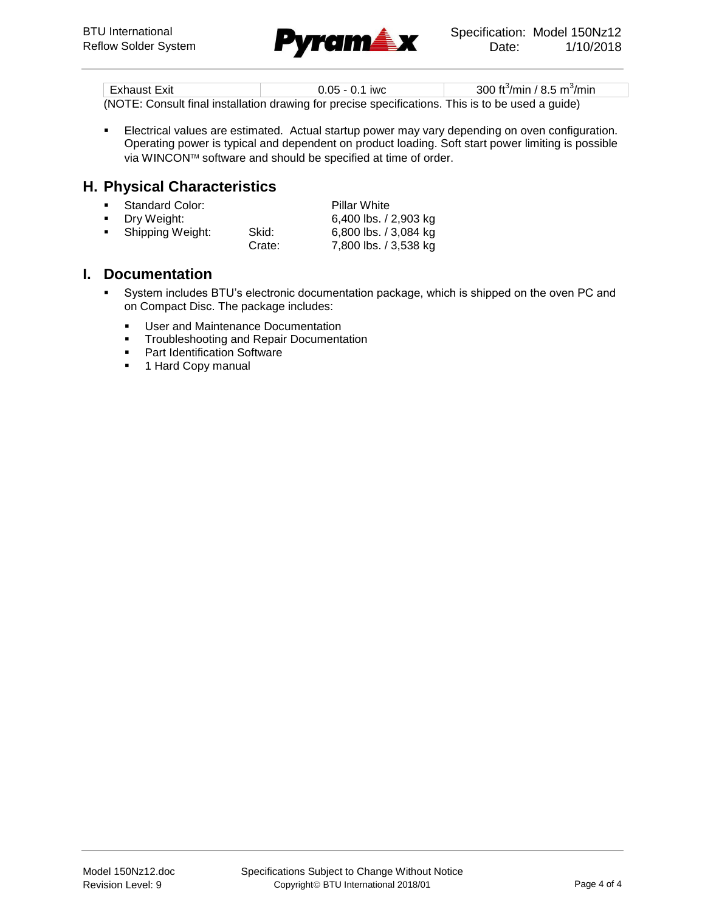| | | |
|---|---|---|
| Exhaust Exit | 0.05 - 0.1 iwc | 300 $ft^3$/min / 8.5 $m^3$/min |

(NOTE: Consult final installation drawing for precise specifications. This is to be used a guide)

- Electrical values are estimated. Actual startup power may vary depending on oven configuration. Operating power is typical and dependent on product loading. Soft start power limiting is possible via WINCON™ software and should be specified at time of order.

## H. Physical Characteristics

- Standard Color: Pillar White
- Dry Weight: 6,400 lbs. / 2,903 kg
- Shipping Weight: Skid: 6,800 lbs. / 3,084 kg
  Crate: 7,800 lbs. / 3,538 kg

## I. Documentation

- System includes BTU's electronic documentation package, which is shipped on the oven PC and on Compact Disc. The package includes:
  - User and Maintenance Documentation
  - Troubleshooting and Repair Documentation
  - Part Identification Software
  - 1 Hard Copy manual